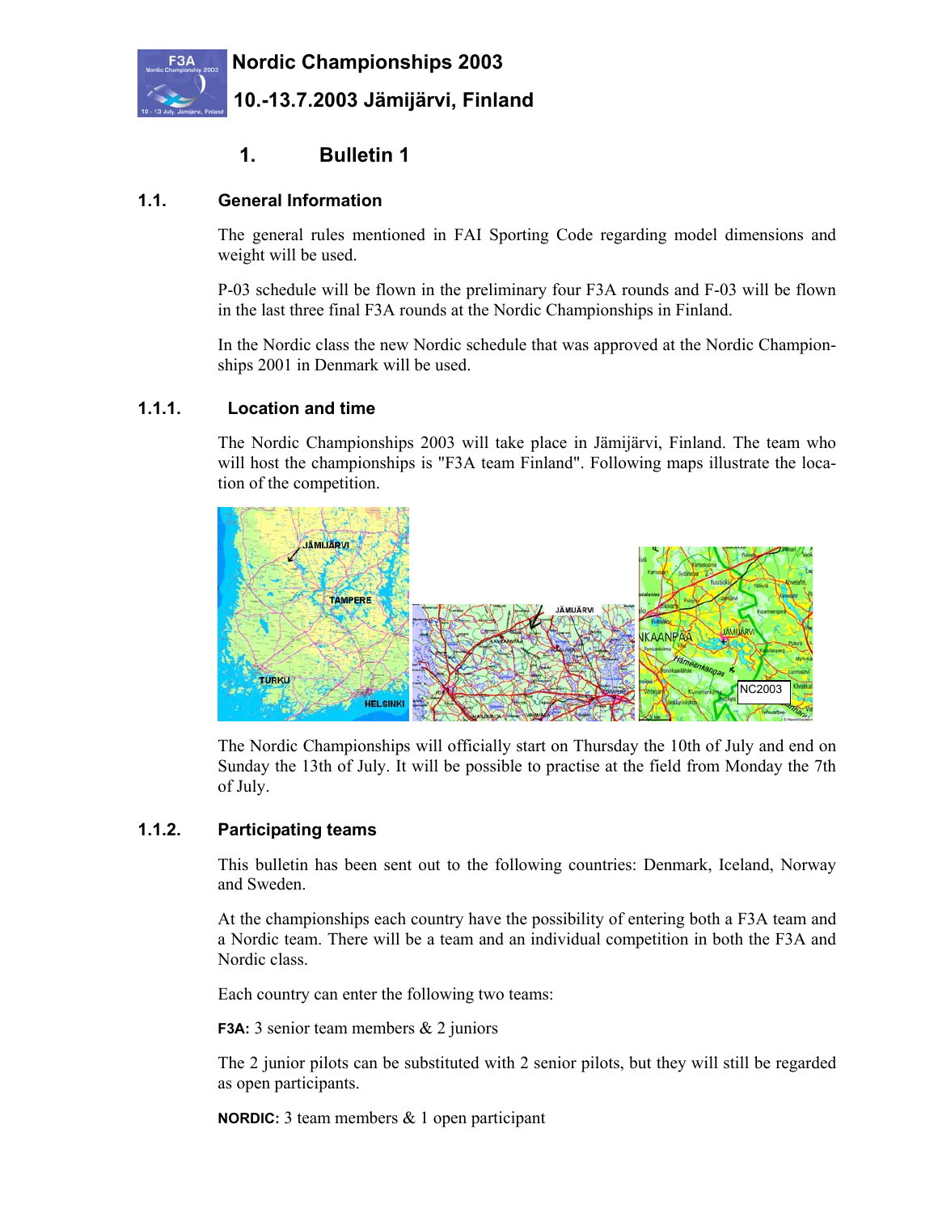# Nordic Championships 2003

# 10.-13.7.2003 Jämijärvi, Finland

## 1. Bulletin 1

### 1.1. General Information

The general rules mentioned in FAI Sporting Code regarding model dimensions and weight will be used.

P-03 schedule will be flown in the preliminary four F3A rounds and F-03 will be flown in the last three final F3A rounds at the Nordic Championships in Finland.

In the Nordic class the new Nordic schedule that was approved at the Nordic Championships 2001 in Denmark will be used.

#### 1.1.1. Location and time

The Nordic Championships 2003 will take place in Jämijärvi, Finland. The team who will host the championships is "F3A team Finland". Following maps illustrate the location of the competition.

The Nordic Championships will officially start on Thursday the 10th of July and end on Sunday the 13th of July. It will be possible to practise at the field from Monday the 7th of July.

#### 1.1.2. Participating teams

This bulletin has been sent out to the following countries: Denmark, Iceland, Norway and Sweden.

At the championships each country have the possibility of entering both a F3A team and a Nordic team. There will be a team and an individual competition in both the F3A and Nordic class.

Each country can enter the following two teams:

**F3A:** 3 senior team members & 2 juniors

The 2 junior pilots can be substituted with 2 senior pilots, but they will still be regarded as open participants.

**NORDIC:** 3 team members & 1 open participant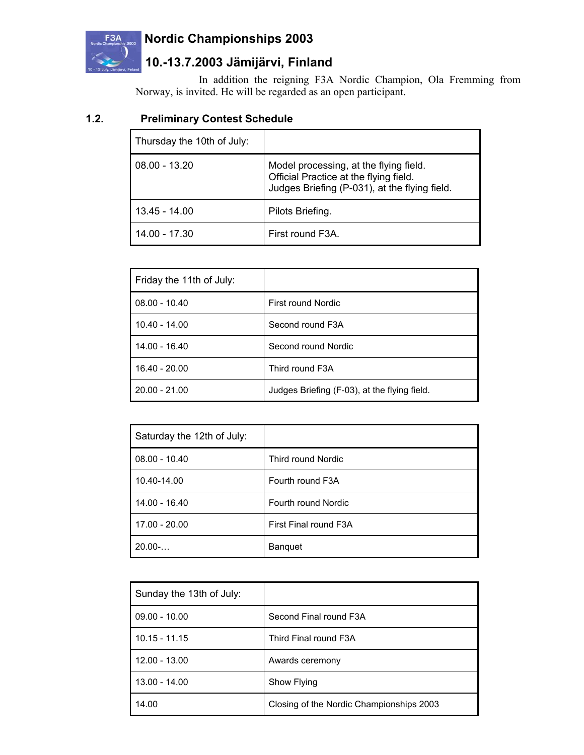In addition the reigning F3A Nordic Champion, Ola Fremming from Norway, is invited. He will be regarded as an open participant.

## 1.2. Preliminary Contest Schedule

| Thursday the 10th of July: | |
|---|---|
| 08.00 - 13.20 | Model processing, at the flying field.<br>Official Practice at the flying field.<br>Judges Briefing (P-031), at the flying field. |
| 13.45 - 14.00 | Pilots Briefing. |
| 14.00 - 17.30 | First round F3A. |

| Friday the 11th of July: | |
|---|---|
| 08.00 - 10.40 | First round Nordic |
| 10.40 - 14.00 | Second round F3A |
| 14.00 - 16.40 | Second round Nordic |
| 16.40 - 20.00 | Third round F3A |
| 20.00 - 21.00 | Judges Briefing (F-03), at the flying field. |

| Saturday the 12th of July: | |
|---|---|
| 08.00 - 10.40 | Third round Nordic |
| 10.40-14.00 | Fourth round F3A |
| 14.00 - 16.40 | Fourth round Nordic |
| 17.00 - 20.00 | First Final round F3A |
| 20.00-… | Banquet |

| Sunday the 13th of July: | |
|---|---|
| 09.00 - 10.00 | Second Final round F3A |
| 10.15 - 11.15 | Third Final round F3A |
| 12.00 - 13.00 | Awards ceremony |
| 13.00 - 14.00 | Show Flying |
| 14.00 | Closing of the Nordic Championships 2003 |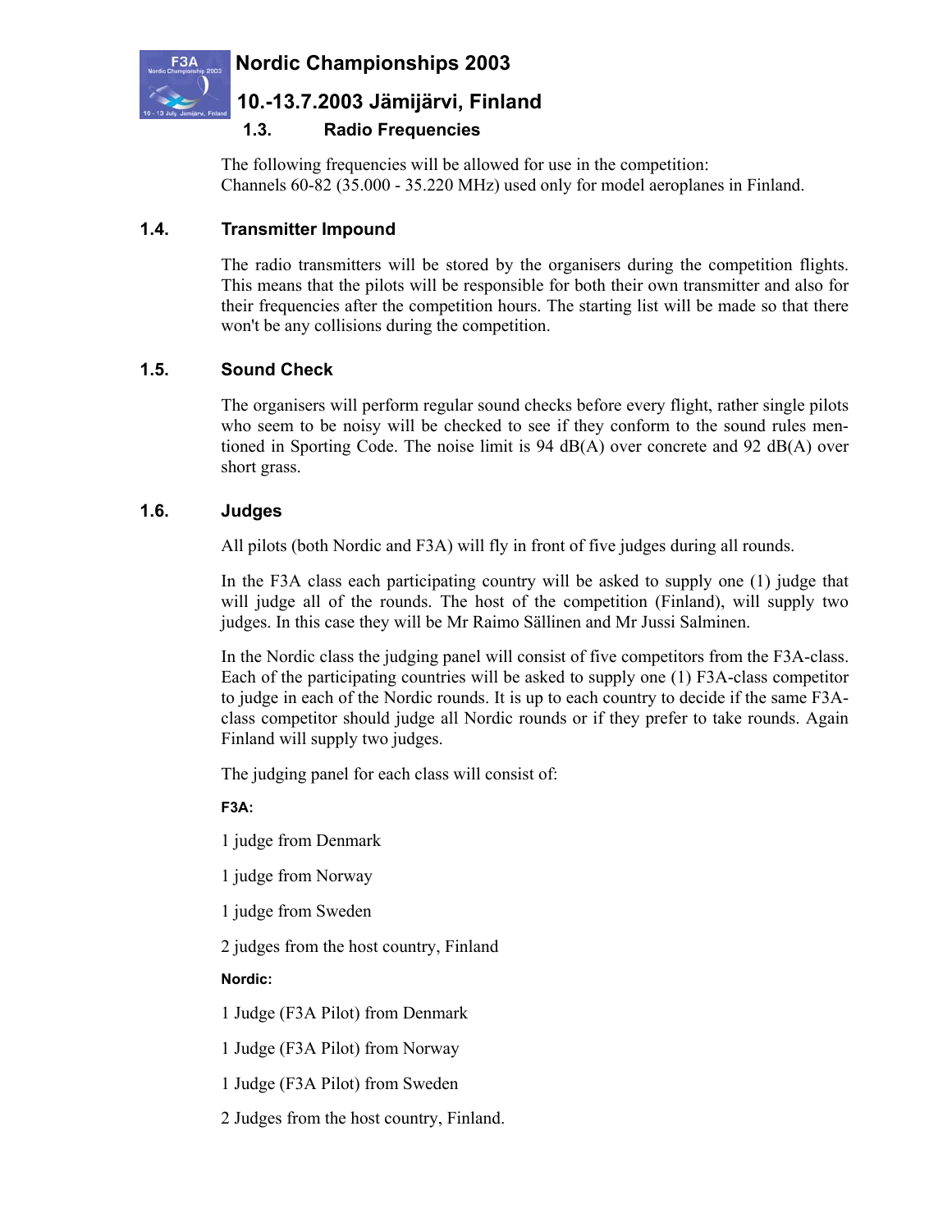## 1.3. Radio Frequencies

The following frequencies will be allowed for use in the competition:
Channels 60-82 (35.000 - 35.220 MHz) used only for model aeroplanes in Finland.

## 1.4. Transmitter Impound

The radio transmitters will be stored by the organisers during the competition flights. This means that the pilots will be responsible for both their own transmitter and also for their frequencies after the competition hours. The starting list will be made so that there won't be any collisions during the competition.

## 1.5. Sound Check

The organisers will perform regular sound checks before every flight, rather single pilots who seem to be noisy will be checked to see if they conform to the sound rules mentioned in Sporting Code. The noise limit is 94 dB(A) over concrete and 92 dB(A) over short grass.

## 1.6. Judges

All pilots (both Nordic and F3A) will fly in front of five judges during all rounds.

In the F3A class each participating country will be asked to supply one (1) judge that will judge all of the rounds. The host of the competition (Finland), will supply two judges. In this case they will be Mr Raimo Sällinen and Mr Jussi Salminen.

In the Nordic class the judging panel will consist of five competitors from the F3A-class. Each of the participating countries will be asked to supply one (1) F3A-class competitor to judge in each of the Nordic rounds. It is up to each country to decide if the same F3A-class competitor should judge all Nordic rounds or if they prefer to take rounds. Again Finland will supply two judges.

The judging panel for each class will consist of:

**F3A:**

1 judge from Denmark

1 judge from Norway

1 judge from Sweden

2 judges from the host country, Finland

**Nordic:**

1 Judge (F3A Pilot) from Denmark

1 Judge (F3A Pilot) from Norway

1 Judge (F3A Pilot) from Sweden

2 Judges from the host country, Finland.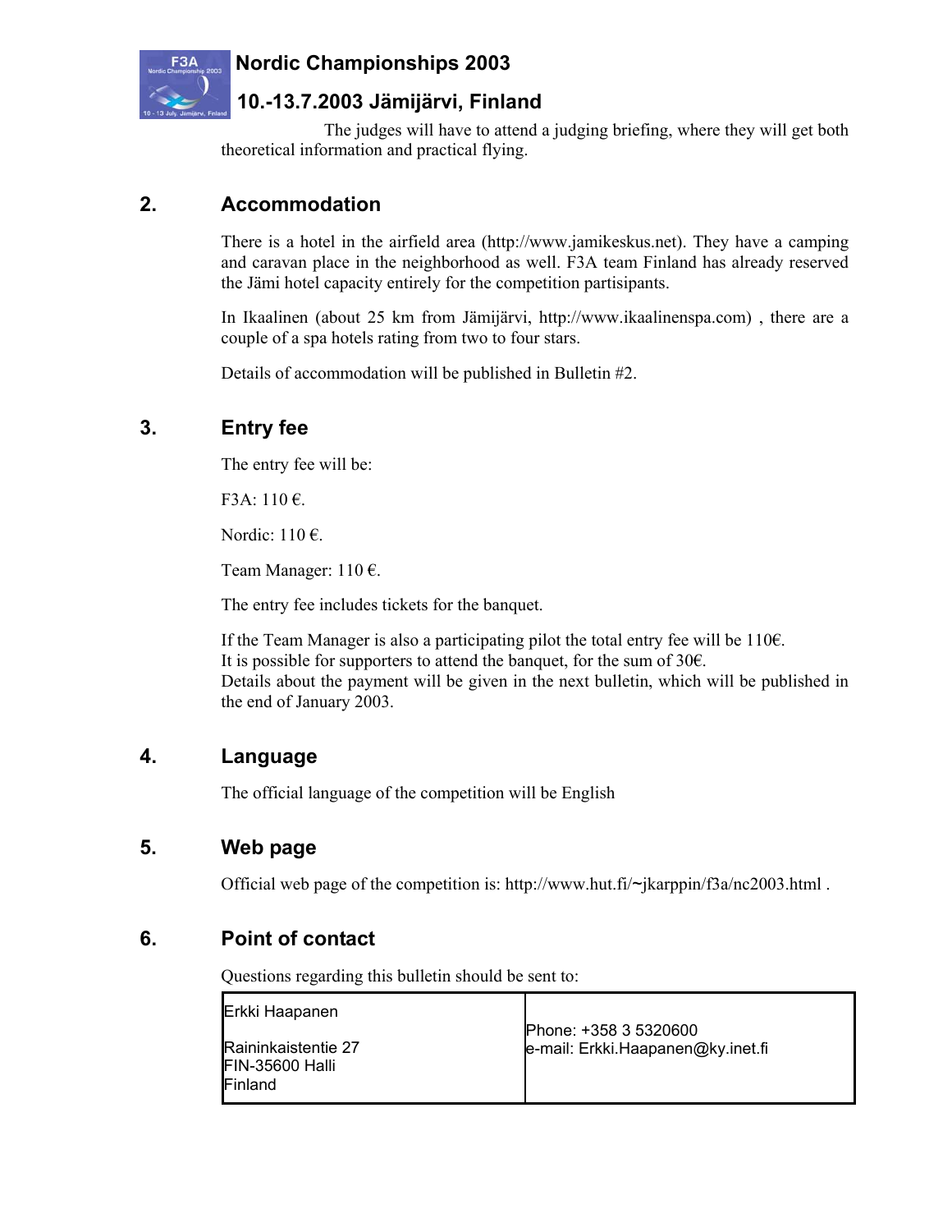The judges will have to attend a judging briefing, where they will get both theoretical information and practical flying.

## 2. Accommodation

There is a hotel in the airfield area (http://www.jamikeskus.net). They have a camping and caravan place in the neighborhood as well. F3A team Finland has already reserved the Jämi hotel capacity entirely for the competition partisipants.

In Ikaalinen (about 25 km from Jämijärvi, http://www.ikaalinenspa.com) , there are a couple of a spa hotels rating from two to four stars.

Details of accommodation will be published in Bulletin #2.

## 3. Entry fee

The entry fee will be:

F3A: 110 €.

Nordic: 110 €.

Team Manager: 110 €.

The entry fee includes tickets for the banquet.

If the Team Manager is also a participating pilot the total entry fee will be 110€.
It is possible for supporters to attend the banquet, for the sum of 30€.
Details about the payment will be given in the next bulletin, which will be published in the end of January 2003.

## 4. Language

The official language of the competition will be English

## 5. Web page

Official web page of the competition is: http://www.hut.fi/~jkarppin/f3a/nc2003.html .

## 6. Point of contact

Questions regarding this bulletin should be sent to:

| | |
|---|---|
| Erkki Haapanen<br><br>Raininkaistentie 27<br>FIN-35600 Halli<br>Finland | Phone: +358 3 5320600<br>e-mail: Erkki.Haapanen@ky.inet.fi |